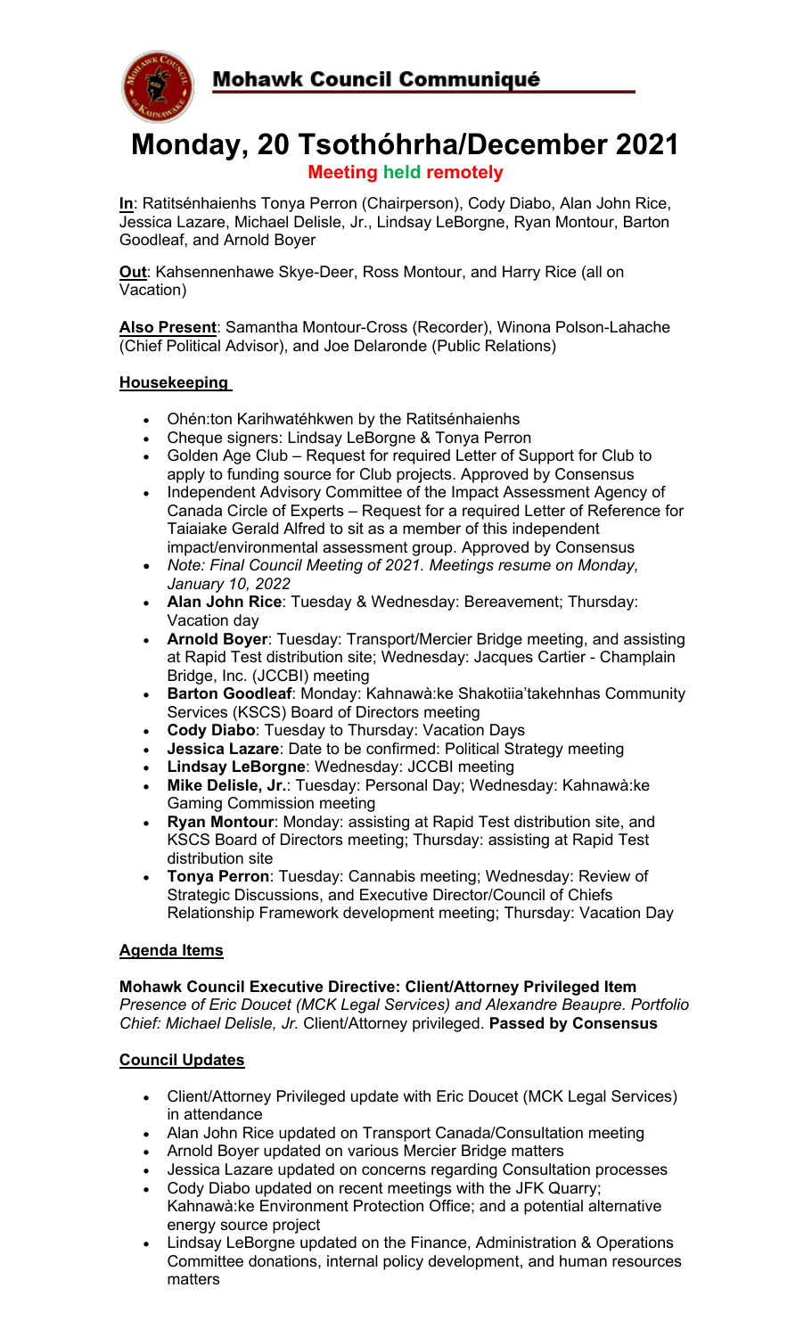# Mohawk Council Communiqué

# Monday, 20 Tsothóhrha/December 2021

**Meeting held remotely**

**In**: Ratitsénhaienhs Tonya Perron (Chairperson), Cody Diabo, Alan John Rice, Jessica Lazare, Michael Delisle, Jr., Lindsay LeBorgne, Ryan Montour, Barton Goodleaf, and Arnold Boyer

**Out**: Kahsennenhawe Skye-Deer, Ross Montour, and Harry Rice (all on Vacation)

**Also Present**: Samantha Montour-Cross (Recorder), Winona Polson-Lahache (Chief Political Advisor), and Joe Delaronde (Public Relations)

## Housekeeping

- Ohén:ton Karihwatéhkwen by the Ratitsénhaienhs
- Cheque signers: Lindsay LeBorgne & Tonya Perron
- Golden Age Club – Request for required Letter of Support for Club to apply to funding source for Club projects. Approved by Consensus
- Independent Advisory Committee of the Impact Assessment Agency of Canada Circle of Experts – Request for a required Letter of Reference for Taiaiake Gerald Alfred to sit as a member of this independent impact/environmental assessment group. Approved by Consensus
- *Note: Final Council Meeting of 2021. Meetings resume on Monday, January 10, 2022*
- **Alan John Rice**: Tuesday & Wednesday: Bereavement; Thursday: Vacation day
- **Arnold Boyer**: Tuesday: Transport/Mercier Bridge meeting, and assisting at Rapid Test distribution site; Wednesday: Jacques Cartier - Champlain Bridge, Inc. (JCCBI) meeting
- **Barton Goodleaf**: Monday: Kahnawà:ke Shakotiia'takehnhas Community Services (KSCS) Board of Directors meeting
- **Cody Diabo**: Tuesday to Thursday: Vacation Days
- **Jessica Lazare**: Date to be confirmed: Political Strategy meeting
- **Lindsay LeBorgne**: Wednesday: JCCBI meeting
- **Mike Delisle, Jr.**: Tuesday: Personal Day; Wednesday: Kahnawà:ke Gaming Commission meeting
- **Ryan Montour**: Monday: assisting at Rapid Test distribution site, and KSCS Board of Directors meeting; Thursday: assisting at Rapid Test distribution site
- **Tonya Perron**: Tuesday: Cannabis meeting; Wednesday: Review of Strategic Discussions, and Executive Director/Council of Chiefs Relationship Framework development meeting; Thursday: Vacation Day

## Agenda Items

**Mohawk Council Executive Directive: Client/Attorney Privileged Item**
*Presence of Eric Doucet (MCK Legal Services) and Alexandre Beaupre. Portfolio Chief: Michael Delisle, Jr.* Client/Attorney privileged. **Passed by Consensus**

## Council Updates

- Client/Attorney Privileged update with Eric Doucet (MCK Legal Services) in attendance
- Alan John Rice updated on Transport Canada/Consultation meeting
- Arnold Boyer updated on various Mercier Bridge matters
- Jessica Lazare updated on concerns regarding Consultation processes
- Cody Diabo updated on recent meetings with the JFK Quarry; Kahnawà:ke Environment Protection Office; and a potential alternative energy source project
- Lindsay LeBorgne updated on the Finance, Administration & Operations Committee donations, internal policy development, and human resources matters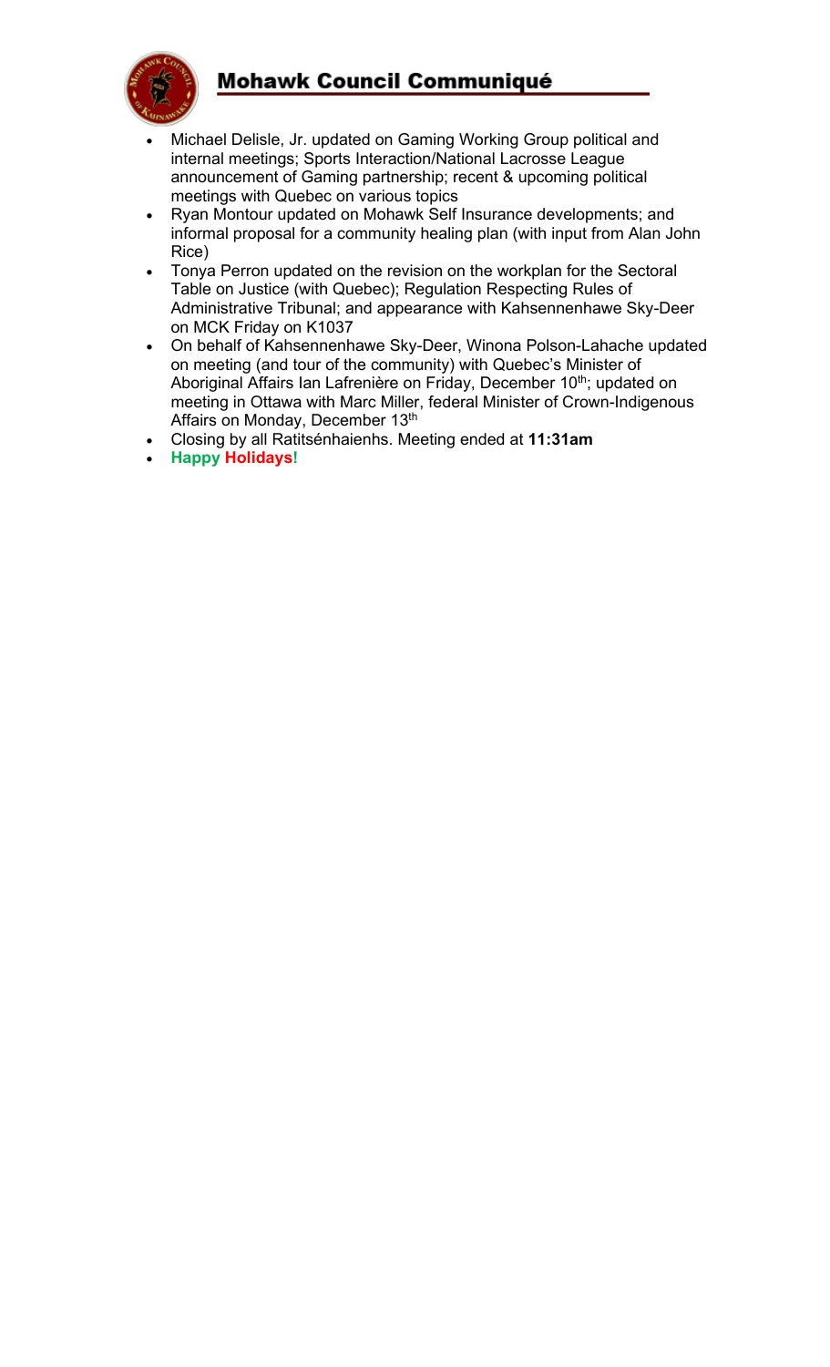- Michael Delisle, Jr. updated on Gaming Working Group political and internal meetings; Sports Interaction/National Lacrosse League announcement of Gaming partnership; recent & upcoming political meetings with Quebec on various topics
- Ryan Montour updated on Mohawk Self Insurance developments; and informal proposal for a community healing plan (with input from Alan John Rice)
- Tonya Perron updated on the revision on the workplan for the Sectoral Table on Justice (with Quebec); Regulation Respecting Rules of Administrative Tribunal; and appearance with Kahsennenhawe Sky-Deer on MCK Friday on K1037
- On behalf of Kahsennenhawe Sky-Deer, Winona Polson-Lahache updated on meeting (and tour of the community) with Quebec's Minister of Aboriginal Affairs Ian Lafrenière on Friday, December 10th; updated on meeting in Ottawa with Marc Miller, federal Minister of Crown-Indigenous Affairs on Monday, December 13th
- Closing by all Ratitsénhaienhs. Meeting ended at **11:31am**
- **Happy Holidays!**